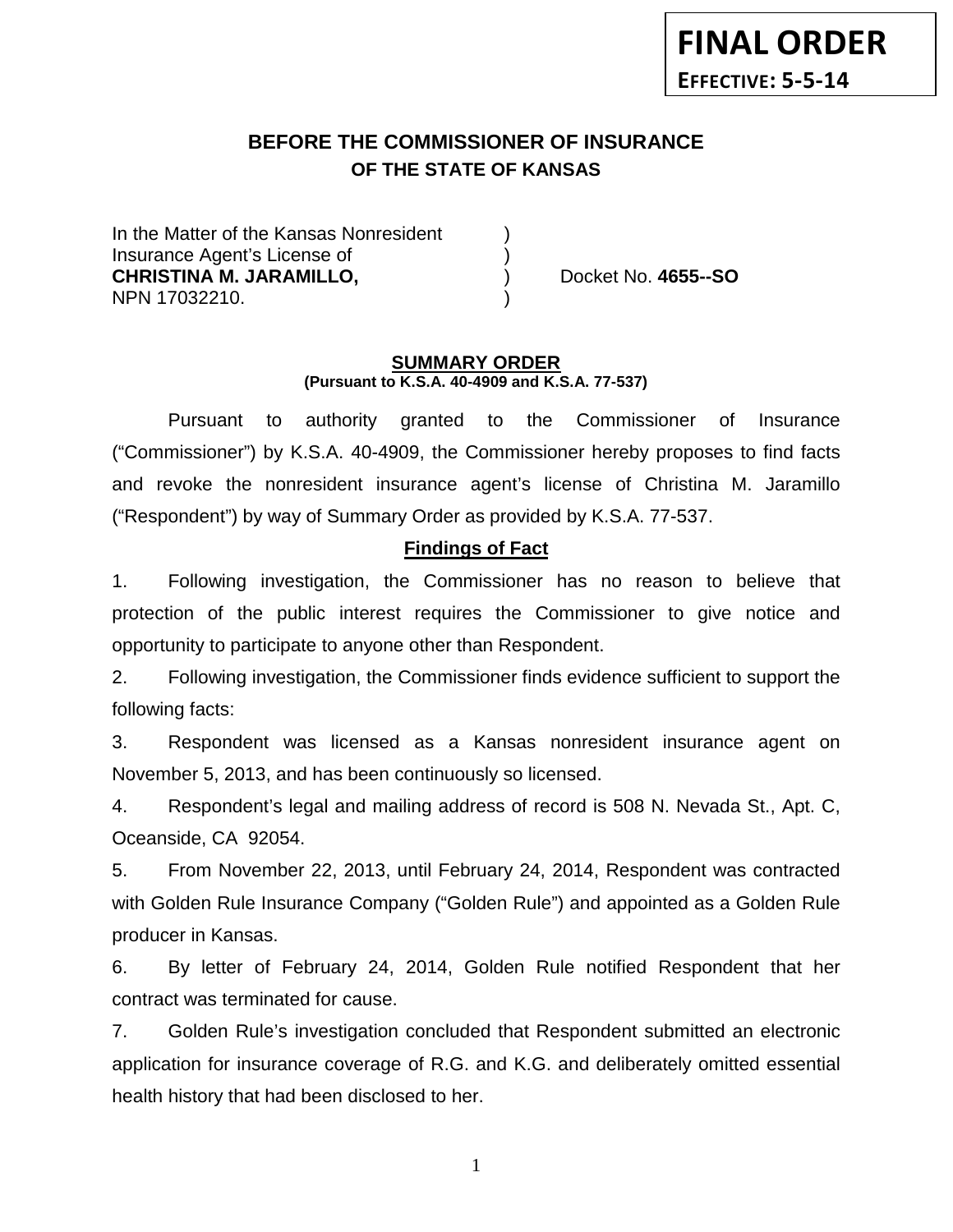**FINAL ORDER**

**EFFECTIVE: 5-5-14**

# BEFORE THE COMMISSIONER OF INSURANCE
## OF THE STATE OF KANSAS

| | | |
|---|---|---|
| In the Matter of the Kansas Nonresident | ) | |
| Insurance Agent's License of | ) | |
| **CHRISTINA M. JARAMILLO,** | ) | Docket No. **4655--SO** |
| NPN 17032210. | ) | |

### SUMMARY ORDER
**(Pursuant to K.S.A. 40-4909 and K.S.A. 77-537)**

Pursuant to authority granted to the Commissioner of Insurance ("Commissioner") by K.S.A. 40-4909, the Commissioner hereby proposes to find facts and revoke the nonresident insurance agent's license of Christina M. Jaramillo ("Respondent") by way of Summary Order as provided by K.S.A. 77-537.

### Findings of Fact

1. Following investigation, the Commissioner has no reason to believe that protection of the public interest requires the Commissioner to give notice and opportunity to participate to anyone other than Respondent.

2. Following investigation, the Commissioner finds evidence sufficient to support the following facts:

3. Respondent was licensed as a Kansas nonresident insurance agent on November 5, 2013, and has been continuously so licensed.

4. Respondent's legal and mailing address of record is 508 N. Nevada St., Apt. C, Oceanside, CA 92054.

5. From November 22, 2013, until February 24, 2014, Respondent was contracted with Golden Rule Insurance Company ("Golden Rule") and appointed as a Golden Rule producer in Kansas.

6. By letter of February 24, 2014, Golden Rule notified Respondent that her contract was terminated for cause.

7. Golden Rule's investigation concluded that Respondent submitted an electronic application for insurance coverage of R.G. and K.G. and deliberately omitted essential health history that had been disclosed to her.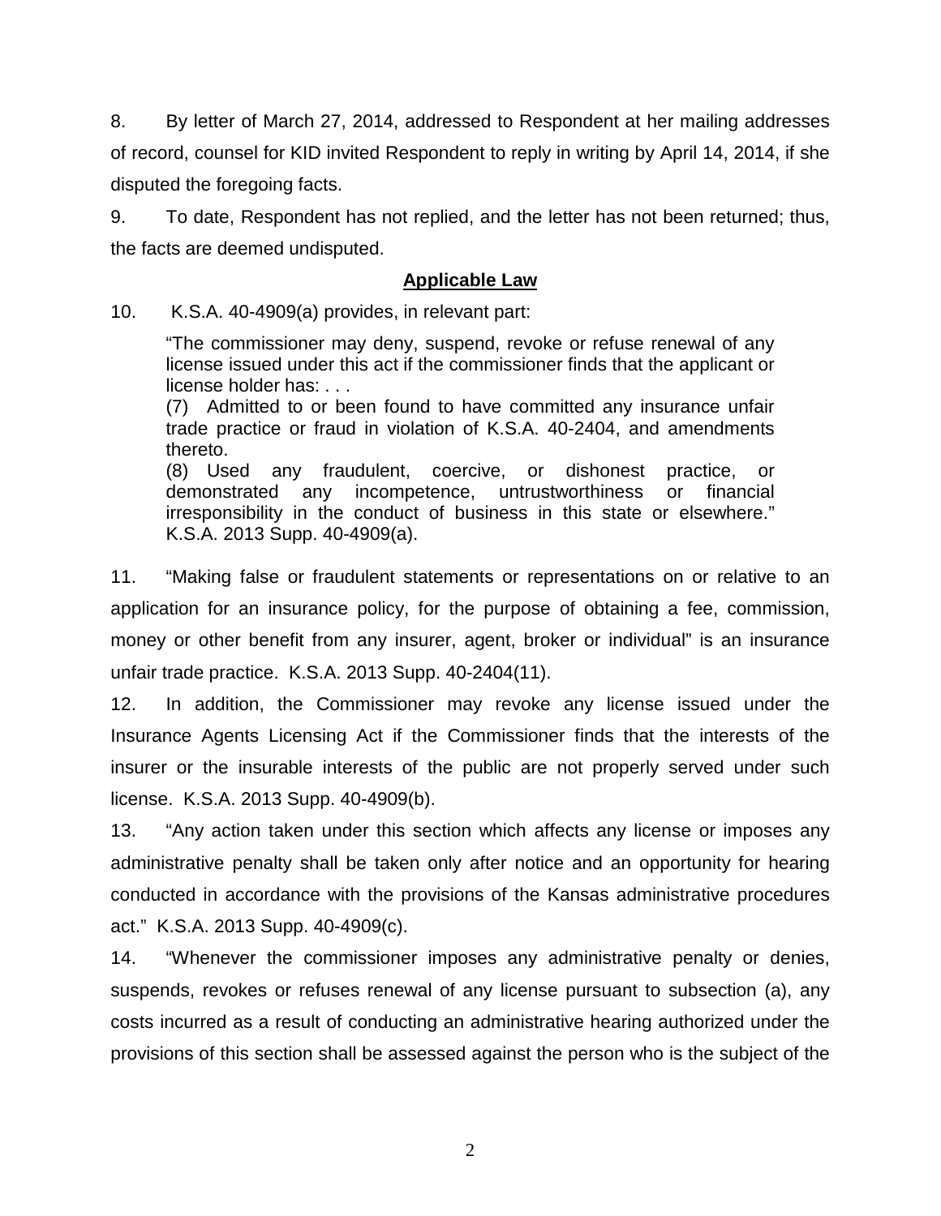8. By letter of March 27, 2014, addressed to Respondent at her mailing addresses of record, counsel for KID invited Respondent to reply in writing by April 14, 2014, if she disputed the foregoing facts.

9. To date, Respondent has not replied, and the letter has not been returned; thus, the facts are deemed undisputed.

## Applicable Law

10. K.S.A. 40-4909(a) provides, in relevant part:

> "The commissioner may deny, suspend, revoke or refuse renewal of any license issued under this act if the commissioner finds that the applicant or license holder has: . . .
>
> (7) Admitted to or been found to have committed any insurance unfair trade practice or fraud in violation of K.S.A. 40-2404, and amendments thereto.
>
> (8) Used any fraudulent, coercive, or dishonest practice, or demonstrated any incompetence, untrustworthiness or financial irresponsibility in the conduct of business in this state or elsewhere." K.S.A. 2013 Supp. 40-4909(a).

11. "Making false or fraudulent statements or representations on or relative to an application for an insurance policy, for the purpose of obtaining a fee, commission, money or other benefit from any insurer, agent, broker or individual" is an insurance unfair trade practice. K.S.A. 2013 Supp. 40-2404(11).

12. In addition, the Commissioner may revoke any license issued under the Insurance Agents Licensing Act if the Commissioner finds that the interests of the insurer or the insurable interests of the public are not properly served under such license. K.S.A. 2013 Supp. 40-4909(b).

13. "Any action taken under this section which affects any license or imposes any administrative penalty shall be taken only after notice and an opportunity for hearing conducted in accordance with the provisions of the Kansas administrative procedures act." K.S.A. 2013 Supp. 40-4909(c).

14. "Whenever the commissioner imposes any administrative penalty or denies, suspends, revokes or refuses renewal of any license pursuant to subsection (a), any costs incurred as a result of conducting an administrative hearing authorized under the provisions of this section shall be assessed against the person who is the subject of the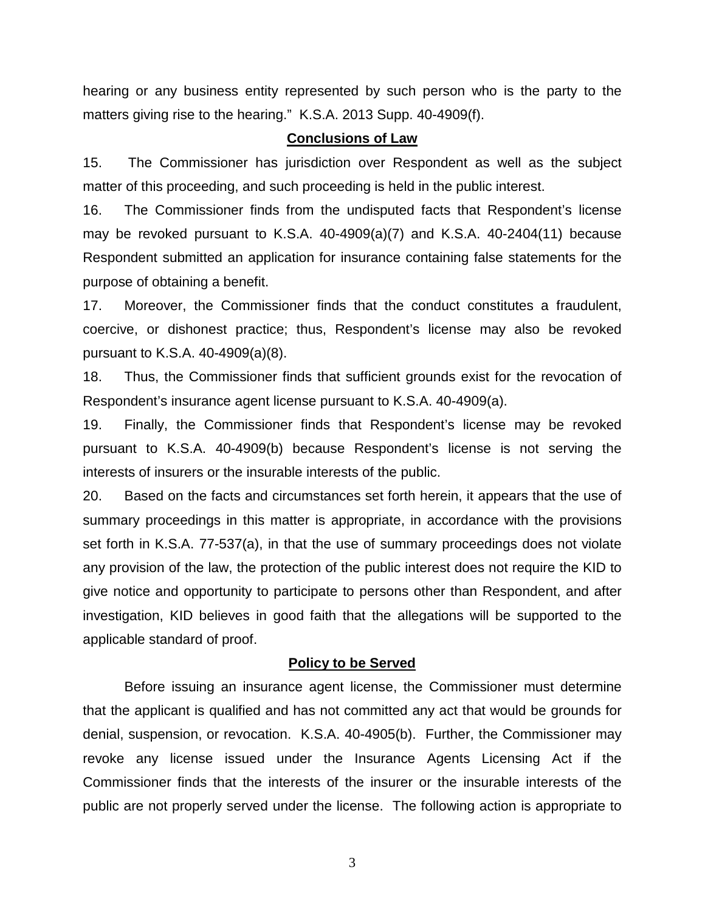hearing or any business entity represented by such person who is the party to the matters giving rise to the hearing." K.S.A. 2013 Supp. 40-4909(f).

## Conclusions of Law

15. The Commissioner has jurisdiction over Respondent as well as the subject matter of this proceeding, and such proceeding is held in the public interest.

16. The Commissioner finds from the undisputed facts that Respondent's license may be revoked pursuant to K.S.A. 40-4909(a)(7) and K.S.A. 40-2404(11) because Respondent submitted an application for insurance containing false statements for the purpose of obtaining a benefit.

17. Moreover, the Commissioner finds that the conduct constitutes a fraudulent, coercive, or dishonest practice; thus, Respondent's license may also be revoked pursuant to K.S.A. 40-4909(a)(8).

18. Thus, the Commissioner finds that sufficient grounds exist for the revocation of Respondent's insurance agent license pursuant to K.S.A. 40-4909(a).

19. Finally, the Commissioner finds that Respondent's license may be revoked pursuant to K.S.A. 40-4909(b) because Respondent's license is not serving the interests of insurers or the insurable interests of the public.

20. Based on the facts and circumstances set forth herein, it appears that the use of summary proceedings in this matter is appropriate, in accordance with the provisions set forth in K.S.A. 77-537(a), in that the use of summary proceedings does not violate any provision of the law, the protection of the public interest does not require the KID to give notice and opportunity to participate to persons other than Respondent, and after investigation, KID believes in good faith that the allegations will be supported to the applicable standard of proof.

## Policy to be Served

Before issuing an insurance agent license, the Commissioner must determine that the applicant is qualified and has not committed any act that would be grounds for denial, suspension, or revocation. K.S.A. 40-4905(b). Further, the Commissioner may revoke any license issued under the Insurance Agents Licensing Act if the Commissioner finds that the interests of the insurer or the insurable interests of the public are not properly served under the license. The following action is appropriate to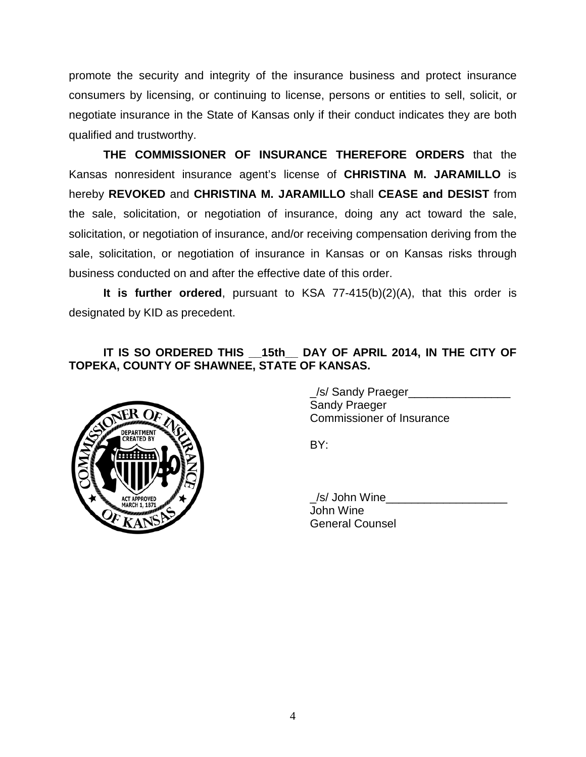promote the security and integrity of the insurance business and protect insurance consumers by licensing, or continuing to license, persons or entities to sell, solicit, or negotiate insurance in the State of Kansas only if their conduct indicates they are both qualified and trustworthy.

**THE COMMISSIONER OF INSURANCE THEREFORE ORDERS** that the Kansas nonresident insurance agent's license of **CHRISTINA M. JARAMILLO** is hereby **REVOKED** and **CHRISTINA M. JARAMILLO** shall **CEASE and DESIST** from the sale, solicitation, or negotiation of insurance, doing any act toward the sale, solicitation, or negotiation of insurance, and/or receiving compensation deriving from the sale, solicitation, or negotiation of insurance in Kansas or on Kansas risks through business conducted on and after the effective date of this order.

**It is further ordered**, pursuant to KSA 77-415(b)(2)(A), that this order is designated by KID as precedent.

**IT IS SO ORDERED THIS \_\_15th\_\_ DAY OF APRIL 2014, IN THE CITY OF TOPEKA, COUNTY OF SHAWNEE, STATE OF KANSAS.**

_/s/ Sandy Praeger________________
Sandy Praeger
Commissioner of Insurance

BY:

_/s/ John Wine___________________
John Wine
General Counsel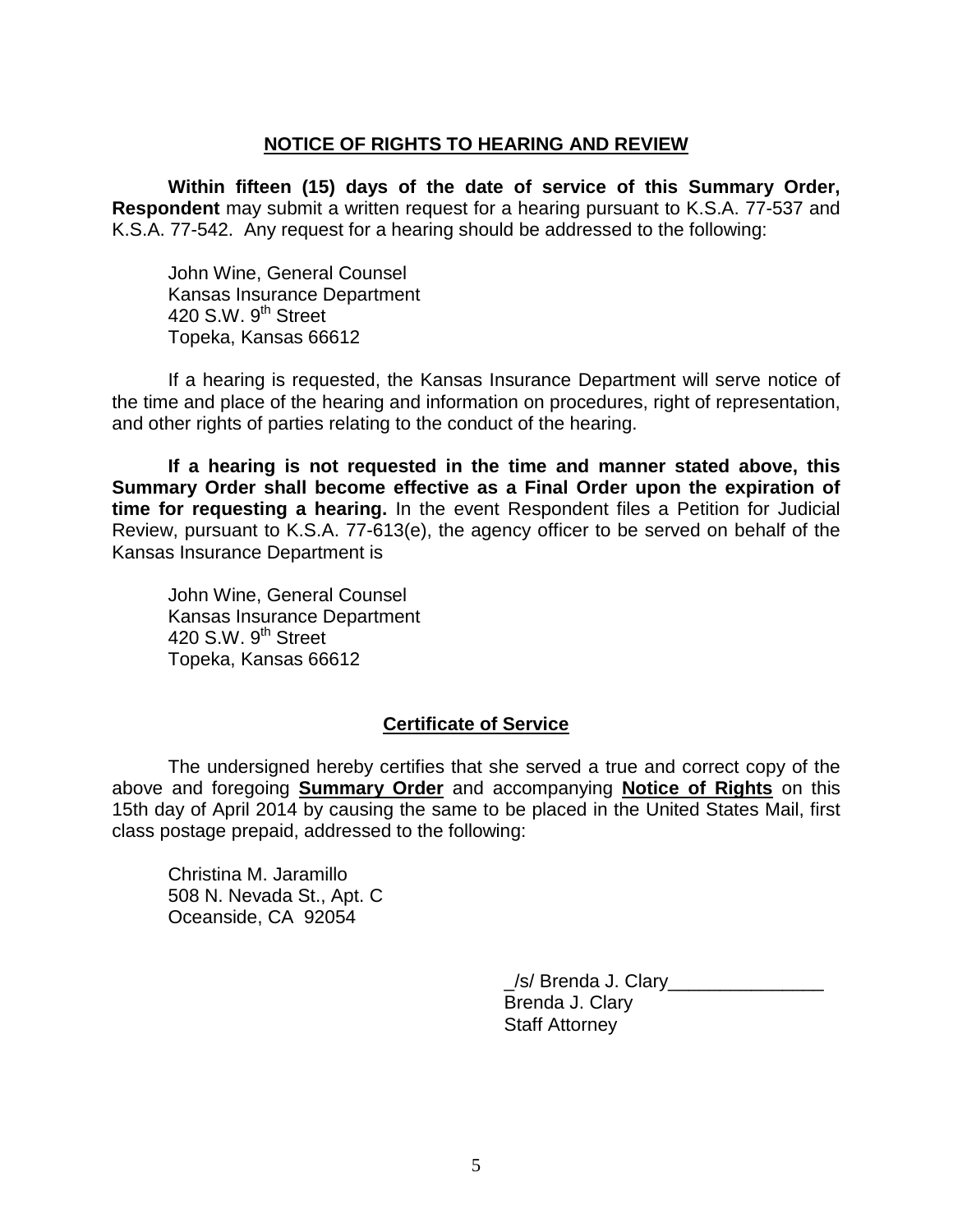## NOTICE OF RIGHTS TO HEARING AND REVIEW

**Within fifteen (15) days of the date of service of this Summary Order, Respondent** may submit a written request for a hearing pursuant to K.S.A. 77-537 and K.S.A. 77-542. Any request for a hearing should be addressed to the following:

John Wine, General Counsel
Kansas Insurance Department
420 S.W. 9th Street
Topeka, Kansas 66612

If a hearing is requested, the Kansas Insurance Department will serve notice of the time and place of the hearing and information on procedures, right of representation, and other rights of parties relating to the conduct of the hearing.

**If a hearing is not requested in the time and manner stated above, this Summary Order shall become effective as a Final Order upon the expiration of time for requesting a hearing.** In the event Respondent files a Petition for Judicial Review, pursuant to K.S.A. 77-613(e), the agency officer to be served on behalf of the Kansas Insurance Department is

John Wine, General Counsel
Kansas Insurance Department
420 S.W. 9th Street
Topeka, Kansas 66612

## Certificate of Service

The undersigned hereby certifies that she served a true and correct copy of the above and foregoing **Summary Order** and accompanying **Notice of Rights** on this 15th day of April 2014 by causing the same to be placed in the United States Mail, first class postage prepaid, addressed to the following:

Christina M. Jaramillo
508 N. Nevada St., Apt. C
Oceanside, CA 92054

_/s/ Brenda J. Clary_______________
Brenda J. Clary
Staff Attorney